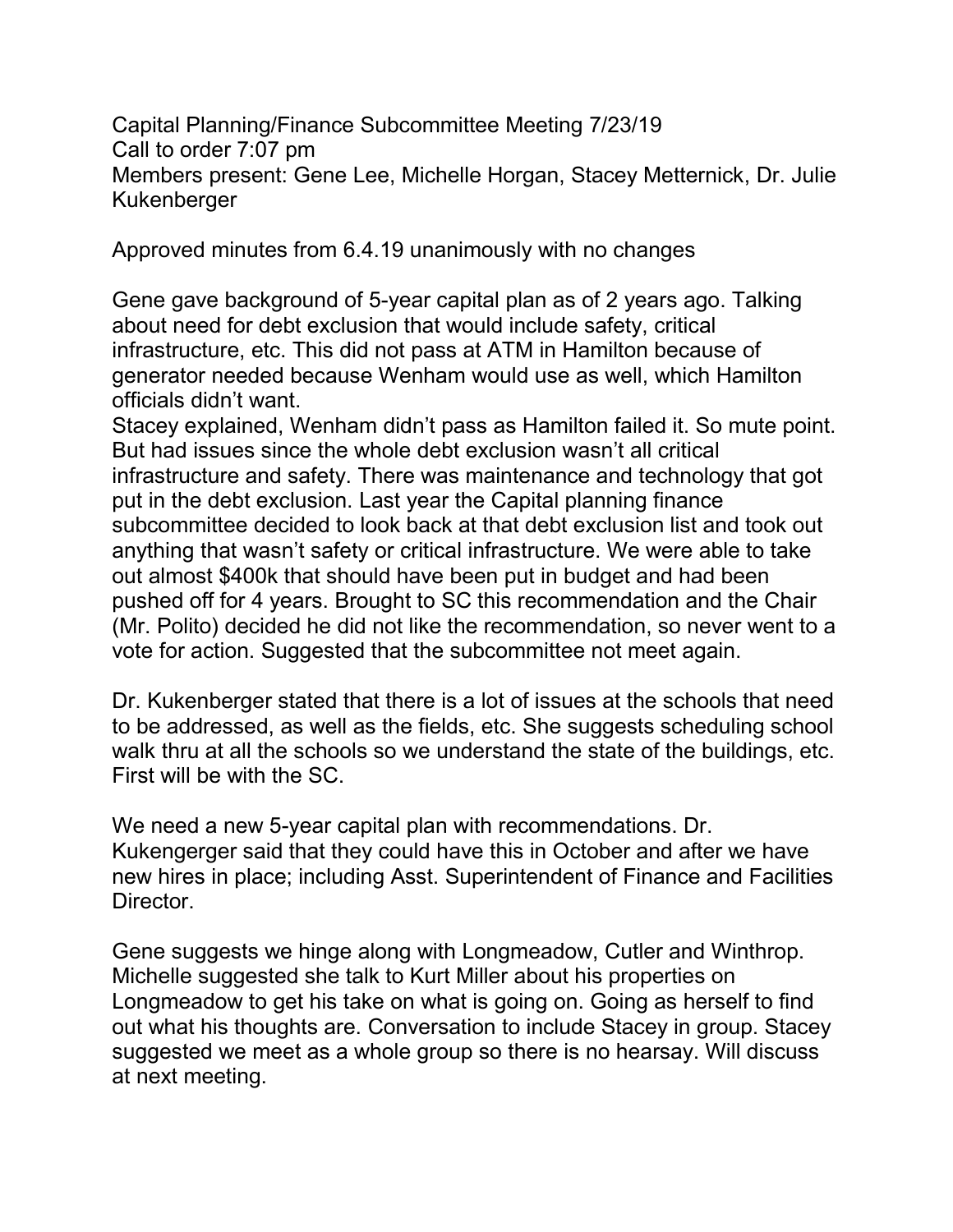Capital Planning/Finance Subcommittee Meeting 7/23/19
Call to order 7:07 pm
Members present: Gene Lee, Michelle Horgan, Stacey Metternick, Dr. Julie Kukenberger

Approved minutes from 6.4.19 unanimously with no changes

Gene gave background of 5-year capital plan as of 2 years ago. Talking about need for debt exclusion that would include safety, critical infrastructure, etc. This did not pass at ATM in Hamilton because of generator needed because Wenham would use as well, which Hamilton officials didn't want.
Stacey explained, Wenham didn't pass as Hamilton failed it. So mute point. But had issues since the whole debt exclusion wasn't all critical infrastructure and safety. There was maintenance and technology that got put in the debt exclusion. Last year the Capital planning finance subcommittee decided to look back at that debt exclusion list and took out anything that wasn't safety or critical infrastructure. We were able to take out almost $400k that should have been put in budget and had been pushed off for 4 years. Brought to SC this recommendation and the Chair (Mr. Polito) decided he did not like the recommendation, so never went to a vote for action. Suggested that the subcommittee not meet again.

Dr. Kukenberger stated that there is a lot of issues at the schools that need to be addressed, as well as the fields, etc. She suggests scheduling school walk thru at all the schools so we understand the state of the buildings, etc. First will be with the SC.

We need a new 5-year capital plan with recommendations. Dr. Kukengerger said that they could have this in October and after we have new hires in place; including Asst. Superintendent of Finance and Facilities Director.

Gene suggests we hinge along with Longmeadow, Cutler and Winthrop. Michelle suggested she talk to Kurt Miller about his properties on Longmeadow to get his take on what is going on. Going as herself to find out what his thoughts are. Conversation to include Stacey in group. Stacey suggested we meet as a whole group so there is no hearsay. Will discuss at next meeting.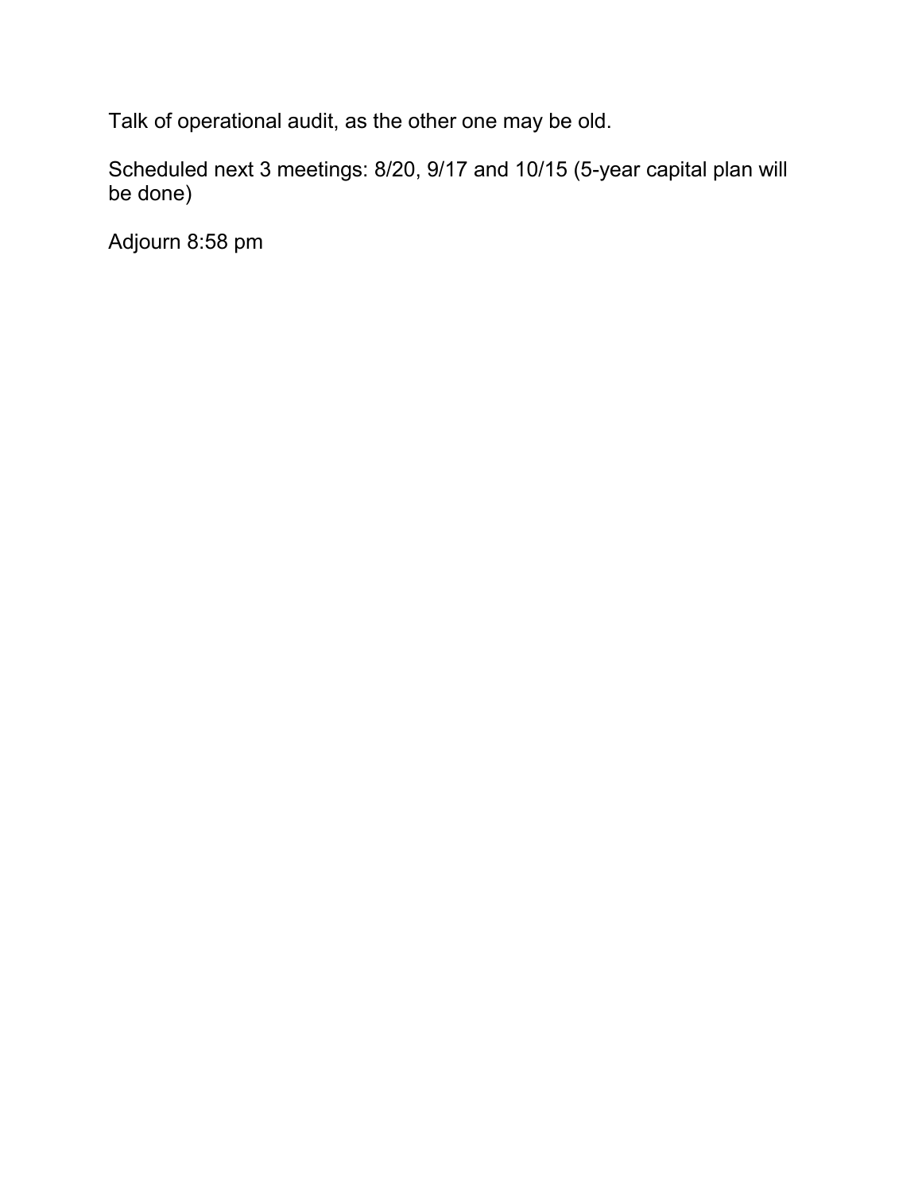Talk of operational audit, as the other one may be old.

Scheduled next 3 meetings: 8/20, 9/17 and 10/15 (5-year capital plan will be done)

Adjourn 8:58 pm